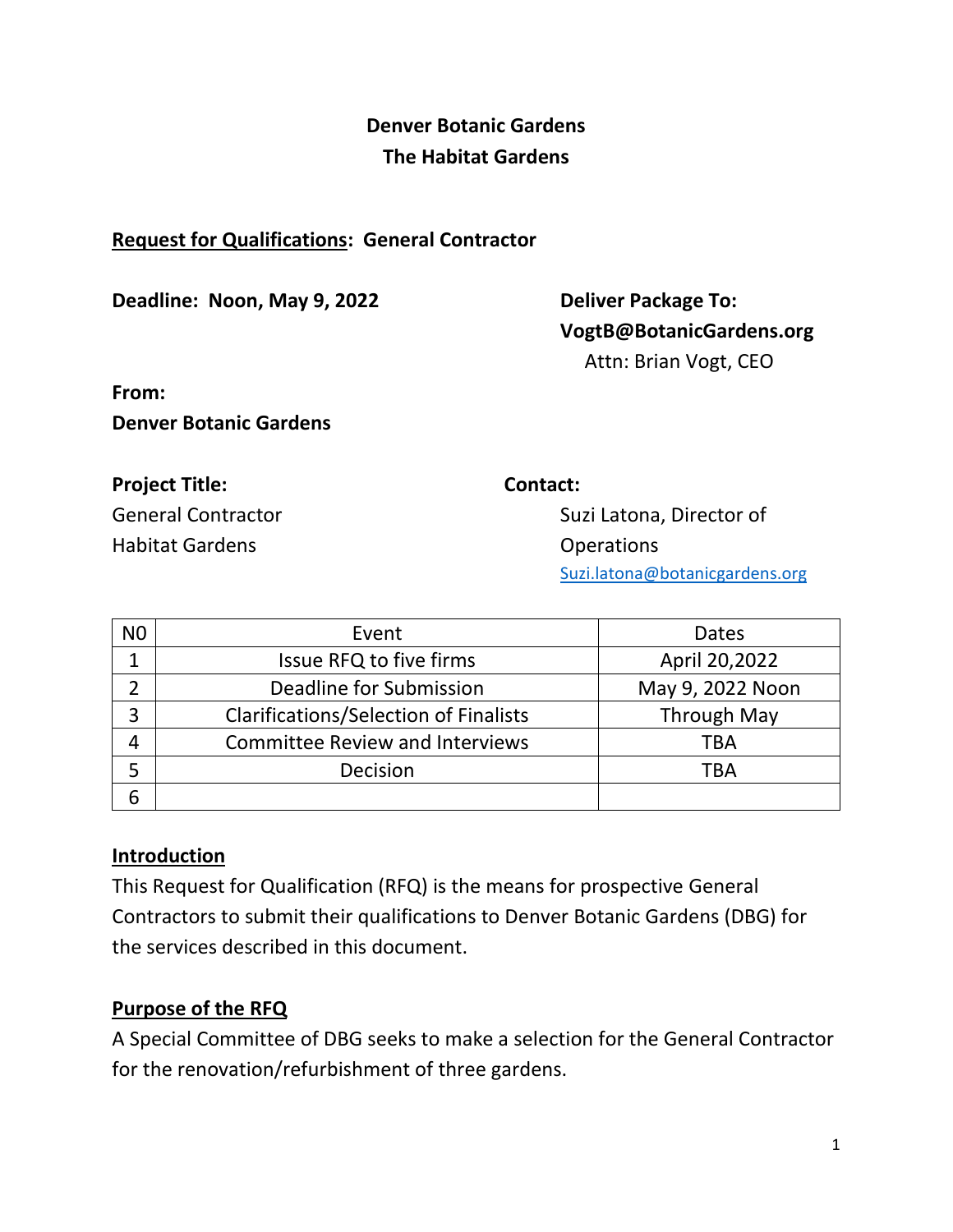**Denver Botanic Gardens**
**The Habitat Gardens**

**Request for Qualifications: General Contractor**

**Deadline: Noon, May 9, 2022**

**Deliver Package To:**
**VogtB@BotanicGardens.org**
Attn: Brian Vogt, CEO

**From:**
**Denver Botanic Gardens**

**Project Title:**
General Contractor
Habitat Gardens

**Contact:**
Suzi Latona, Director of Operations
Suzi.latona@botanicgardens.org

| N0 | Event | Dates |
|---|---|---|
| 1 | Issue RFQ to five firms | April 20,2022 |
| 2 | Deadline for Submission | May 9, 2022 Noon |
| 3 | Clarifications/Selection of Finalists | Through May |
| 4 | Committee Review and Interviews | TBA |
| 5 | Decision | TBA |
| 6 | | |

## Introduction

This Request for Qualification (RFQ) is the means for prospective General Contractors to submit their qualifications to Denver Botanic Gardens (DBG) for the services described in this document.

## Purpose of the RFQ

A Special Committee of DBG seeks to make a selection for the General Contractor for the renovation/refurbishment of three gardens.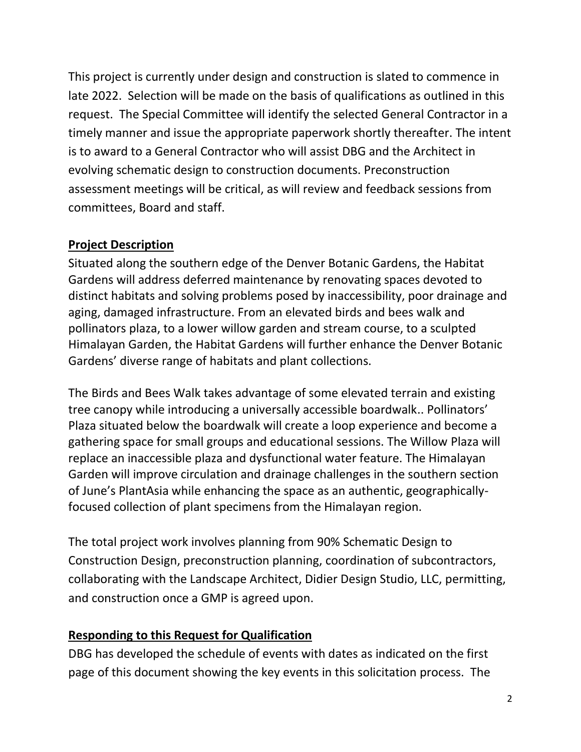This project is currently under design and construction is slated to commence in late 2022. Selection will be made on the basis of qualifications as outlined in this request. The Special Committee will identify the selected General Contractor in a timely manner and issue the appropriate paperwork shortly thereafter. The intent is to award to a General Contractor who will assist DBG and the Architect in evolving schematic design to construction documents. Preconstruction assessment meetings will be critical, as will review and feedback sessions from committees, Board and staff.

## Project Description

Situated along the southern edge of the Denver Botanic Gardens, the Habitat Gardens will address deferred maintenance by renovating spaces devoted to distinct habitats and solving problems posed by inaccessibility, poor drainage and aging, damaged infrastructure. From an elevated birds and bees walk and pollinators plaza, to a lower willow garden and stream course, to a sculpted Himalayan Garden, the Habitat Gardens will further enhance the Denver Botanic Gardens' diverse range of habitats and plant collections.

The Birds and Bees Walk takes advantage of some elevated terrain and existing tree canopy while introducing a universally accessible boardwalk.. Pollinators' Plaza situated below the boardwalk will create a loop experience and become a gathering space for small groups and educational sessions. The Willow Plaza will replace an inaccessible plaza and dysfunctional water feature. The Himalayan Garden will improve circulation and drainage challenges in the southern section of June's PlantAsia while enhancing the space as an authentic, geographically-focused collection of plant specimens from the Himalayan region.

The total project work involves planning from 90% Schematic Design to Construction Design, preconstruction planning, coordination of subcontractors, collaborating with the Landscape Architect, Didier Design Studio, LLC, permitting, and construction once a GMP is agreed upon.

## Responding to this Request for Qualification

DBG has developed the schedule of events with dates as indicated on the first page of this document showing the key events in this solicitation process. The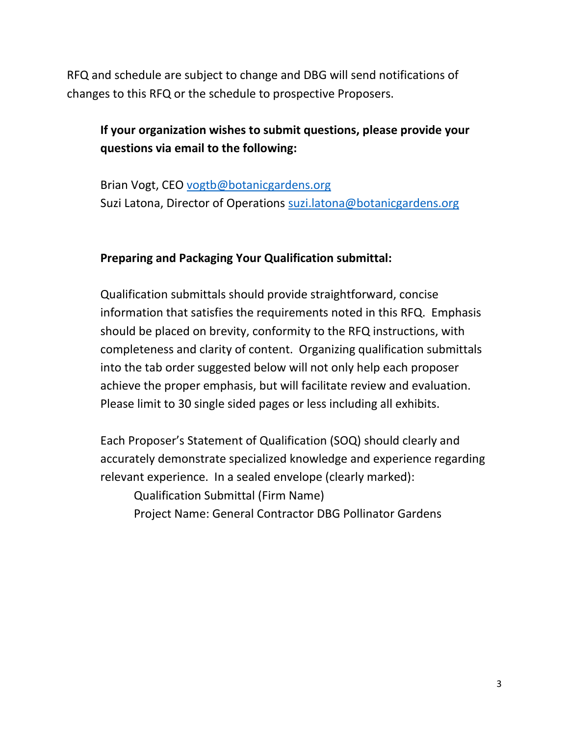RFQ and schedule are subject to change and DBG will send notifications of changes to this RFQ or the schedule to prospective Proposers.

**If your organization wishes to submit questions, please provide your questions via email to the following:**

Brian Vogt, CEO vogtb@botanicgardens.org
Suzi Latona, Director of Operations suzi.latona@botanicgardens.org

**Preparing and Packaging Your Qualification submittal:**

Qualification submittals should provide straightforward, concise information that satisfies the requirements noted in this RFQ. Emphasis should be placed on brevity, conformity to the RFQ instructions, with completeness and clarity of content. Organizing qualification submittals into the tab order suggested below will not only help each proposer achieve the proper emphasis, but will facilitate review and evaluation. Please limit to 30 single sided pages or less including all exhibits.

Each Proposer's Statement of Qualification (SOQ) should clearly and accurately demonstrate specialized knowledge and experience regarding relevant experience. In a sealed envelope (clearly marked):

Qualification Submittal (Firm Name)
Project Name: General Contractor DBG Pollinator Gardens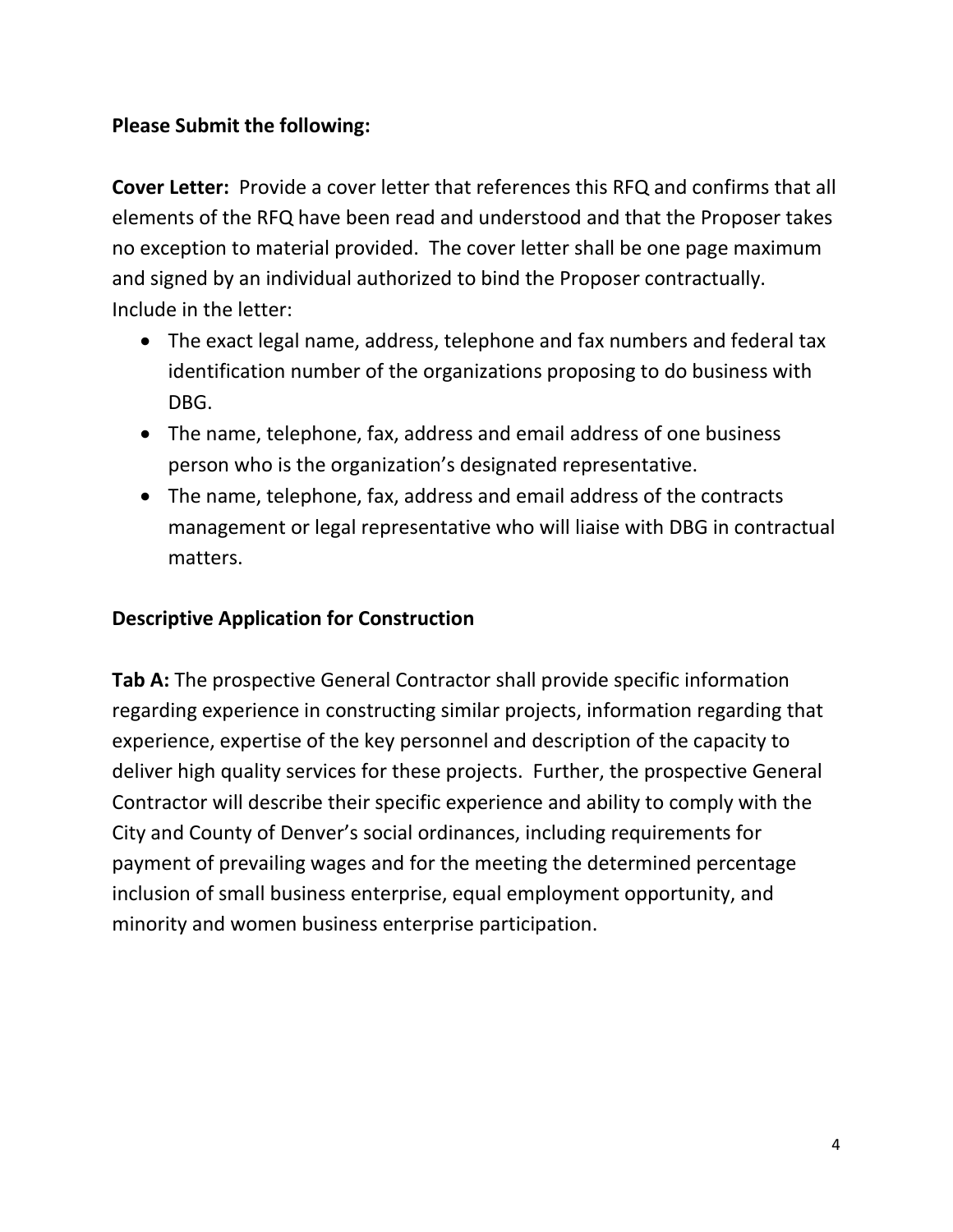**Please Submit the following:**

**Cover Letter:** Provide a cover letter that references this RFQ and confirms that all elements of the RFQ have been read and understood and that the Proposer takes no exception to material provided. The cover letter shall be one page maximum and signed by an individual authorized to bind the Proposer contractually. Include in the letter:

- The exact legal name, address, telephone and fax numbers and federal tax identification number of the organizations proposing to do business with DBG.
- The name, telephone, fax, address and email address of one business person who is the organization's designated representative.
- The name, telephone, fax, address and email address of the contracts management or legal representative who will liaise with DBG in contractual matters.

**Descriptive Application for Construction**

**Tab A:** The prospective General Contractor shall provide specific information regarding experience in constructing similar projects, information regarding that experience, expertise of the key personnel and description of the capacity to deliver high quality services for these projects. Further, the prospective General Contractor will describe their specific experience and ability to comply with the City and County of Denver's social ordinances, including requirements for payment of prevailing wages and for the meeting the determined percentage inclusion of small business enterprise, equal employment opportunity, and minority and women business enterprise participation.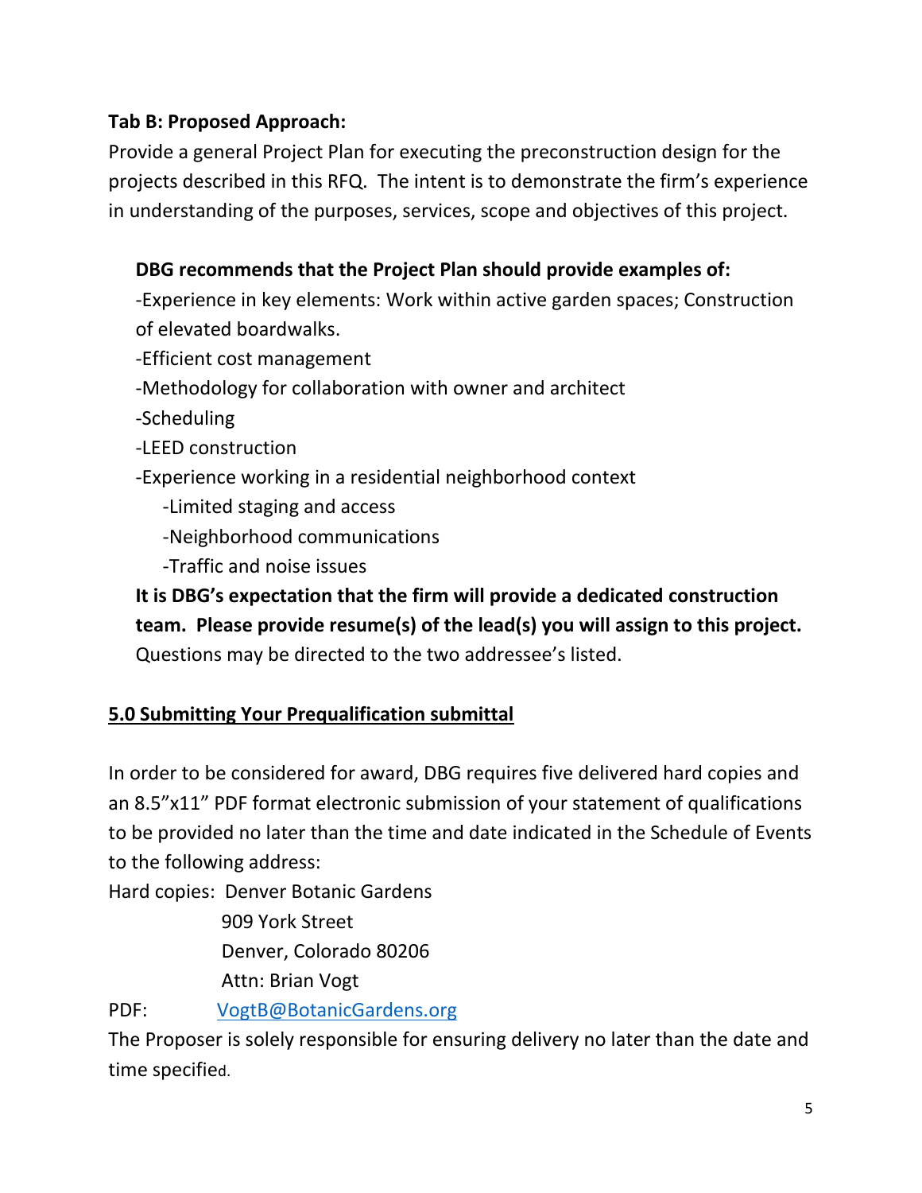**Tab B: Proposed Approach:**

Provide a general Project Plan for executing the preconstruction design for the projects described in this RFQ. The intent is to demonstrate the firm's experience in understanding of the purposes, services, scope and objectives of this project.

**DBG recommends that the Project Plan should provide examples of:**

-Experience in key elements: Work within active garden spaces; Construction of elevated boardwalks.

-Efficient cost management

-Methodology for collaboration with owner and architect

-Scheduling

-LEED construction

-Experience working in a residential neighborhood context

  -Limited staging and access

  -Neighborhood communications

  -Traffic and noise issues

**It is DBG's expectation that the firm will provide a dedicated construction team. Please provide resume(s) of the lead(s) you will assign to this project.** Questions may be directed to the two addressee's listed.

## 5.0 Submitting Your Prequalification submittal

In order to be considered for award, DBG requires five delivered hard copies and an 8.5"x11" PDF format electronic submission of your statement of qualifications to be provided no later than the time and date indicated in the Schedule of Events to the following address:

Hard copies: Denver Botanic Gardens
909 York Street
Denver, Colorado 80206
Attn: Brian Vogt

PDF: VogtB@BotanicGardens.org

The Proposer is solely responsible for ensuring delivery no later than the date and time specified.